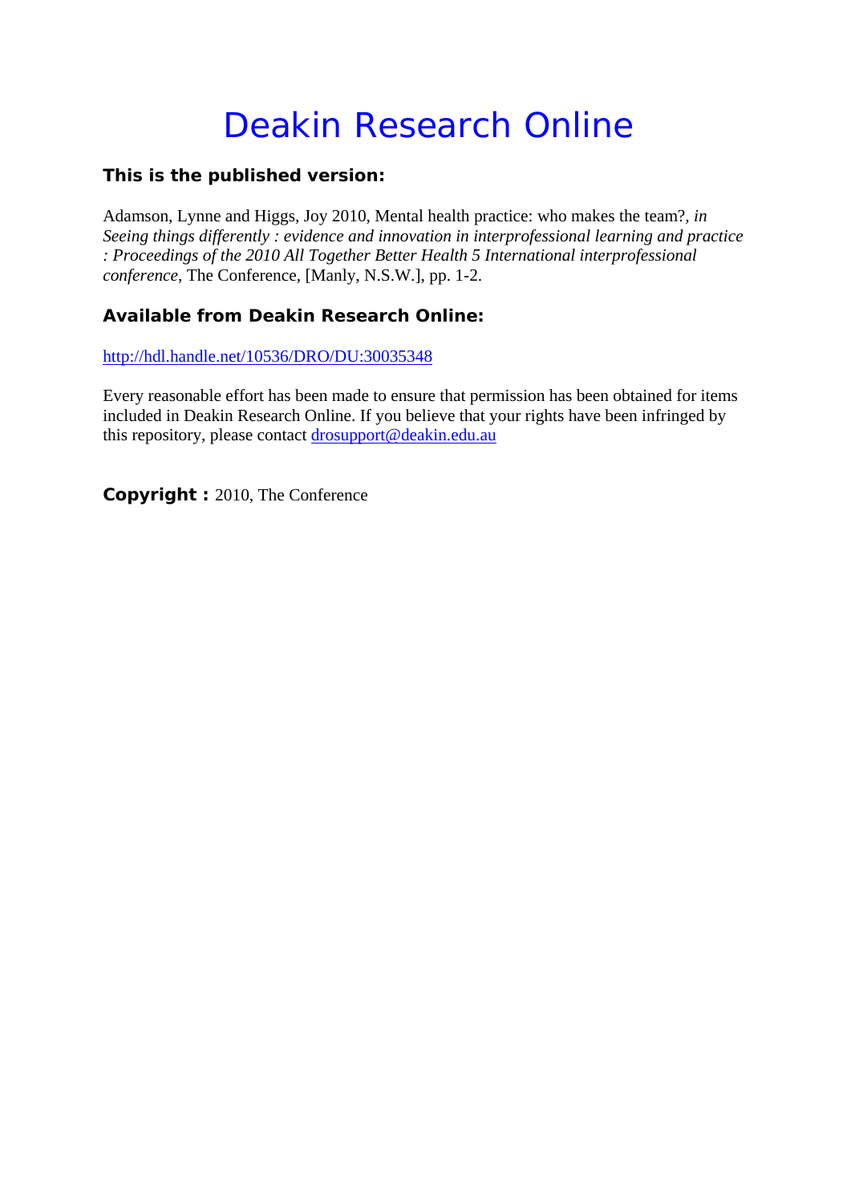# Deakin Research Online

**This is the published version:**

Adamson, Lynne and Higgs, Joy 2010, Mental health practice: who makes the team?, *in Seeing things differently : evidence and innovation in interprofessional learning and practice : Proceedings of the 2010 All Together Better Health 5 International interprofessional conference*, The Conference, [Manly, N.S.W.], pp. 1-2.

**Available from Deakin Research Online:**

http://hdl.handle.net/10536/DRO/DU:30035348

Every reasonable effort has been made to ensure that permission has been obtained for items included in Deakin Research Online. If you believe that your rights have been infringed by this repository, please contact drosupport@deakin.edu.au

**Copyright :** 2010, The Conference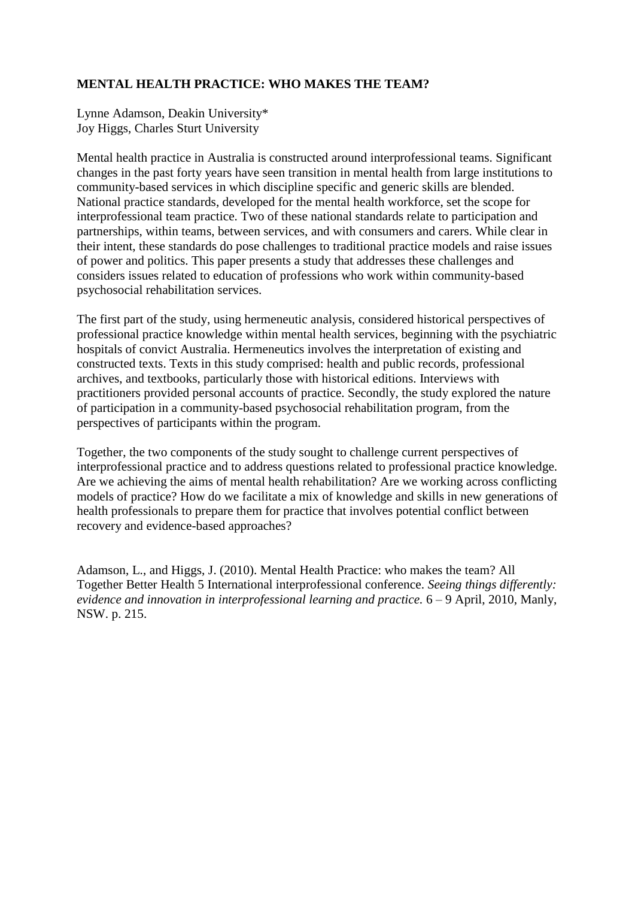**MENTAL HEALTH PRACTICE: WHO MAKES THE TEAM?**

Lynne Adamson, Deakin University*
Joy Higgs, Charles Sturt University

Mental health practice in Australia is constructed around interprofessional teams. Significant changes in the past forty years have seen transition in mental health from large institutions to community-based services in which discipline specific and generic skills are blended. National practice standards, developed for the mental health workforce, set the scope for interprofessional team practice. Two of these national standards relate to participation and partnerships, within teams, between services, and with consumers and carers. While clear in their intent, these standards do pose challenges to traditional practice models and raise issues of power and politics. This paper presents a study that addresses these challenges and considers issues related to education of professions who work within community-based psychosocial rehabilitation services.

The first part of the study, using hermeneutic analysis, considered historical perspectives of professional practice knowledge within mental health services, beginning with the psychiatric hospitals of convict Australia. Hermeneutics involves the interpretation of existing and constructed texts. Texts in this study comprised: health and public records, professional archives, and textbooks, particularly those with historical editions. Interviews with practitioners provided personal accounts of practice. Secondly, the study explored the nature of participation in a community-based psychosocial rehabilitation program, from the perspectives of participants within the program.

Together, the two components of the study sought to challenge current perspectives of interprofessional practice and to address questions related to professional practice knowledge. Are we achieving the aims of mental health rehabilitation? Are we working across conflicting models of practice? How do we facilitate a mix of knowledge and skills in new generations of health professionals to prepare them for practice that involves potential conflict between recovery and evidence-based approaches?

Adamson, L., and Higgs, J. (2010). Mental Health Practice: who makes the team? All Together Better Health 5 International interprofessional conference. *Seeing things differently: evidence and innovation in interprofessional learning and practice.* 6 – 9 April, 2010, Manly, NSW. p. 215.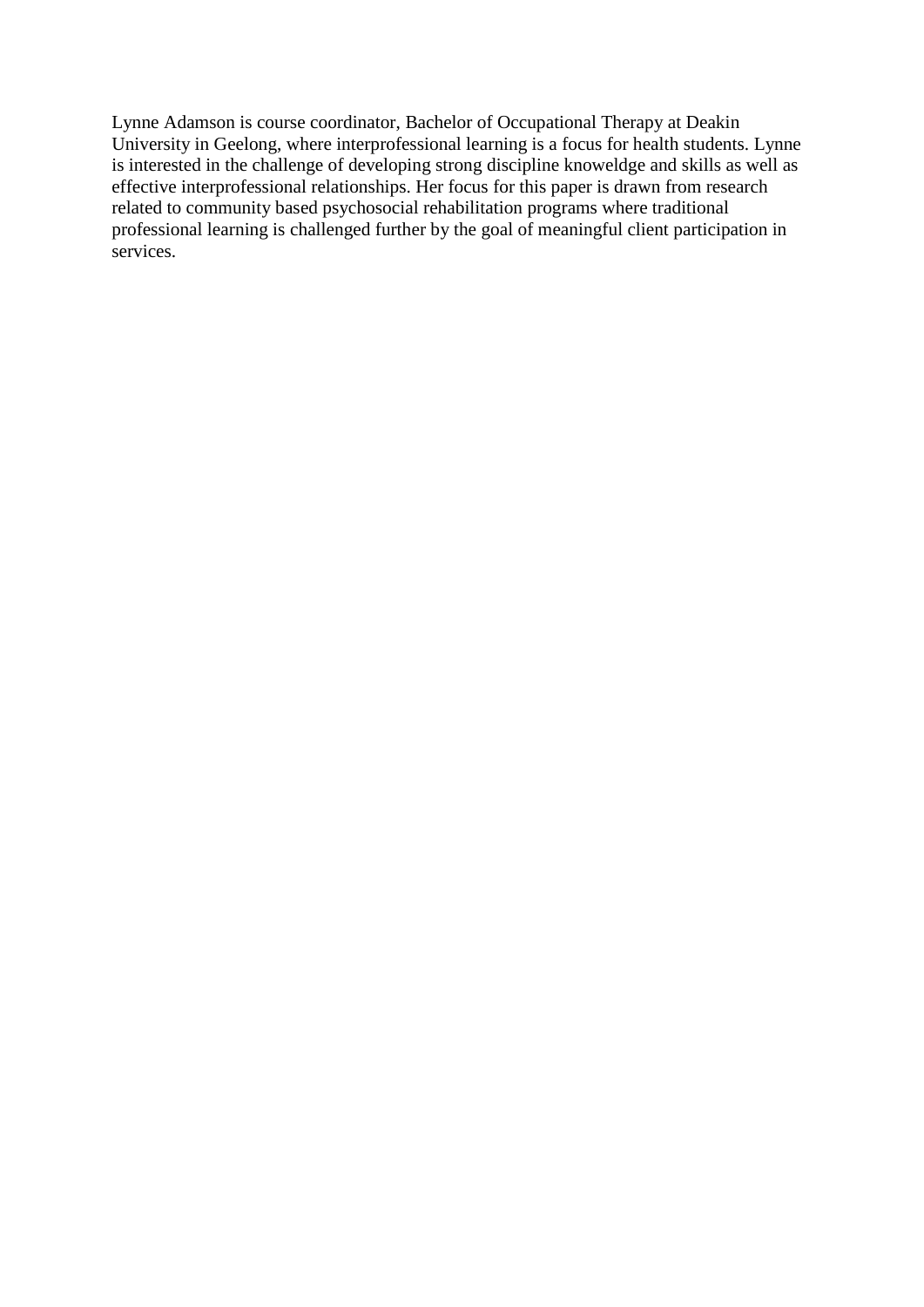Lynne Adamson is course coordinator, Bachelor of Occupational Therapy at Deakin University in Geelong, where interprofessional learning is a focus for health students. Lynne is interested in the challenge of developing strong discipline knoweldge and skills as well as effective interprofessional relationships. Her focus for this paper is drawn from research related to community based psychosocial rehabilitation programs where traditional professional learning is challenged further by the goal of meaningful client participation in services.